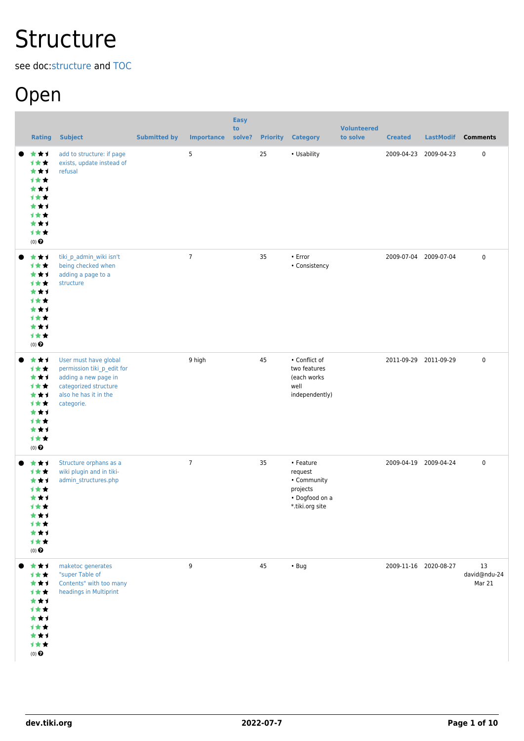# Structure

see doc:structure and TOC

## Open

| Rating | Subject | Submitted by | Importance | Easy to solve? | Priority | Category | Volunteered to solve | Created | LastModif | Comments |
|---|---|---|---|---|---|---|---|---|---|---|
| (0) | add to structure: if page exists, update instead of refusal | | 5 | | 25 | • Usability | | 2009-04-23 | 2009-04-23 | 0 |
| (0) | tiki_p_admin_wiki isn't being checked when adding a page to a structure | | 7 | | 35 | • Error • Consistency | | 2009-07-04 | 2009-07-04 | 0 |
| (0) | User must have global permission tiki_p_edit for adding a new page in categorized structure also he has it in the categorie. | | 9 high | | 45 | • Conflict of two features (each works well independently) | | 2011-09-29 | 2011-09-29 | 0 |
| (0) | Structure orphans as a wiki plugin and in tiki-admin_structures.php | | 7 | | 35 | • Feature request • Community projects • Dogfood on a *.tiki.org site | | 2009-04-19 | 2009-04-24 | 0 |
| (0) | maketoc generates "super Table of Contents" with too many headings in Multiprint | | 9 | | 45 | • Bug | | 2009-11-16 | 2020-08-27 | 13 david@ndu-24 Mar 21 |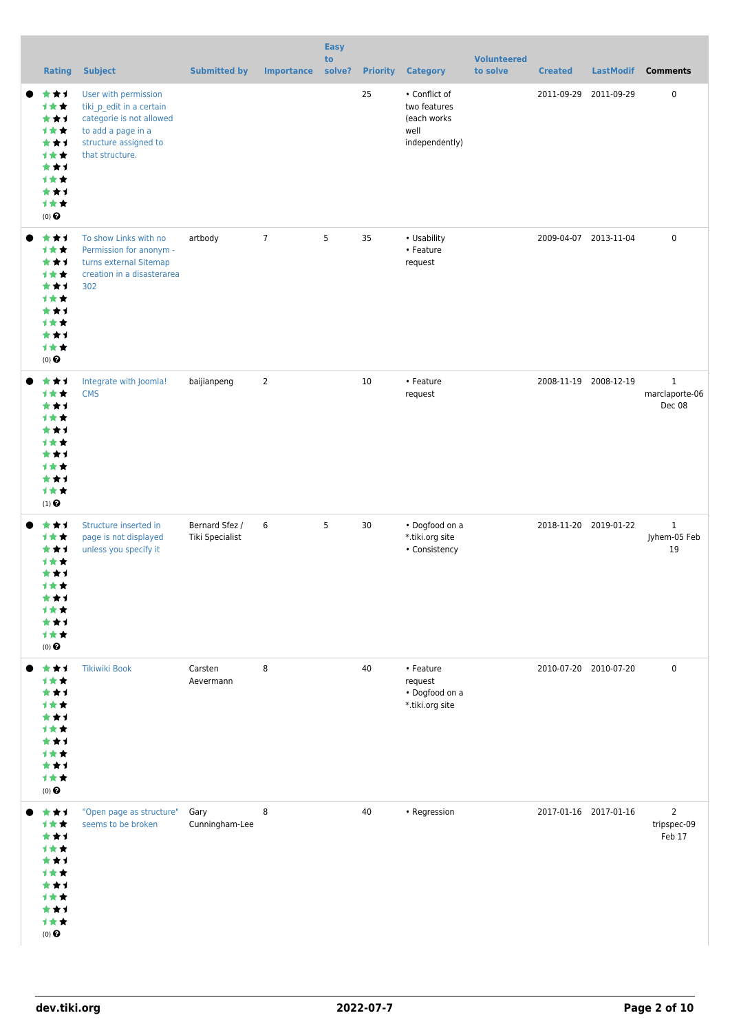| Rating | Subject | Submitted by | Importance | Easy to solve? | Priority | Category | Volunteered to solve | Created | LastModif | Comments |
|---|---|---|---|---|---|---|---|---|---|---|
| (0) | User with permission tiki_p_edit in a certain categorie is not allowed to add a page in a structure assigned to that structure. | | | | 25 | • Conflict of two features (each works well independently) | | 2011-09-29 | 2011-09-29 | 0 |
| (0) | To show Links with no Permission for anonym - turns external Sitemap creation in a disasterarea 302 | artbody | 7 | 5 | 35 | • Usability<br>• Feature request | | 2009-04-07 | 2013-11-04 | 0 |
| (1) | Integrate with Joomla! CMS | baijianpeng | 2 | | 10 | • Feature request | | 2008-11-19 | 2008-12-19 | 1<br>marclaporte-06 Dec 08 |
| (0) | Structure inserted in page is not displayed unless you specify it | Bernard Sfez / Tiki Specialist | 6 | 5 | 30 | • Dogfood on a *.tiki.org site<br>• Consistency | | 2018-11-20 | 2019-01-22 | 1<br>Jyhem-05 Feb 19 |
| (0) | Tikiwiki Book | Carsten Aevermann | 8 | | 40 | • Feature request<br>• Dogfood on a *.tiki.org site | | 2010-07-20 | 2010-07-20 | 0 |
| (0) | "Open page as structure" seems to be broken | Gary Cunningham-Lee | 8 | | 40 | • Regression | | 2017-01-16 | 2017-01-16 | 2<br>tripspec-09 Feb 17 |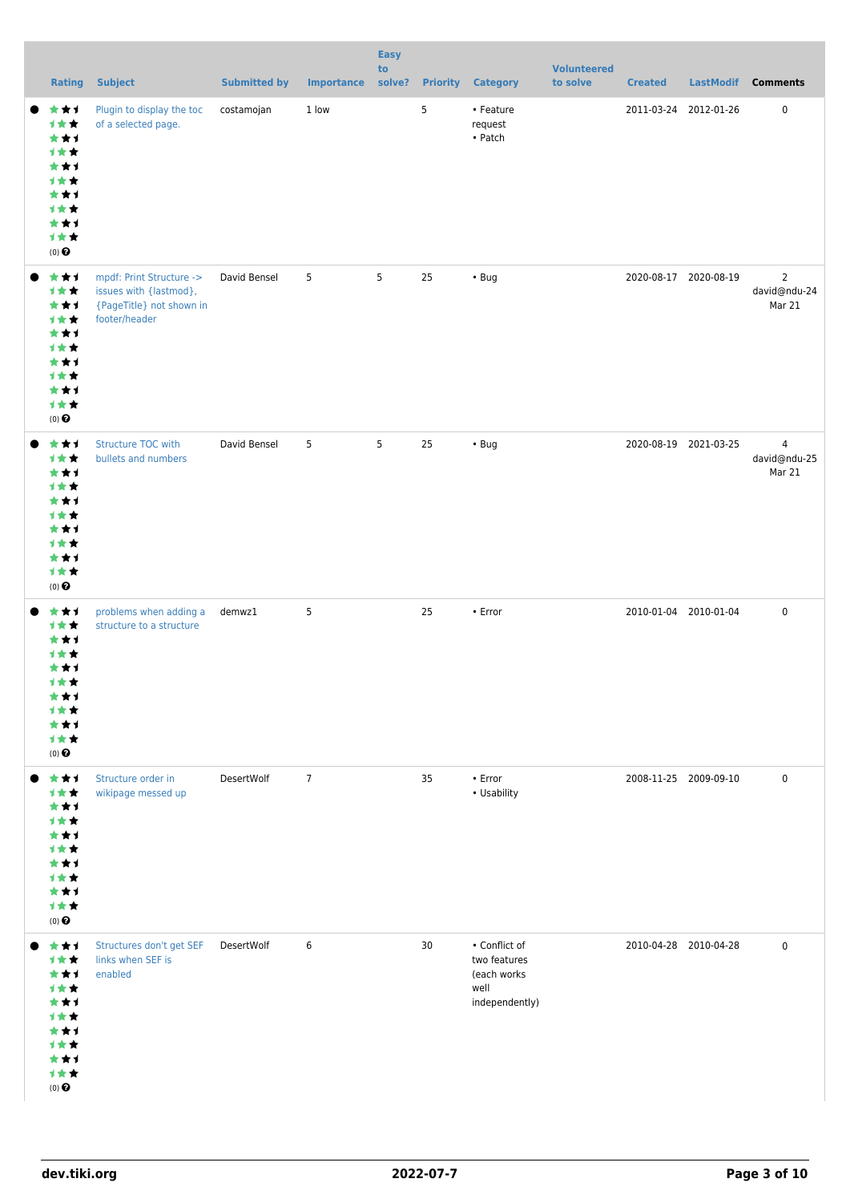| | Rating | Subject | Submitted by | Importance | Easy to solve? | Priority | Category | Volunteered to solve | Created | LastModif | Comments |
|---|---|---|---|---|---|---|---|---|---|---|---|
| ● | (0) | Plugin to display the toc of a selected page. | costamojan | 1 low | | 5 | • Feature request • Patch | | 2011-03-24 | 2012-01-26 | 0 |
| ● | (0) | mpdf: Print Structure -> issues with {lastmod}, {PageTitle} not shown in footer/header | David Bensel | 5 | 5 | 25 | • Bug | | 2020-08-17 | 2020-08-19 | 2 david@ndu-24 Mar 21 |
| ● | (0) | Structure TOC with bullets and numbers | David Bensel | 5 | 5 | 25 | • Bug | | 2020-08-19 | 2021-03-25 | 4 david@ndu-25 Mar 21 |
| ● | (0) | problems when adding a structure to a structure | demwz1 | 5 | | 25 | • Error | | 2010-01-04 | 2010-01-04 | 0 |
| ● | (0) | Structure order in wikipage messed up | DesertWolf | 7 | | 35 | • Error • Usability | | 2008-11-25 | 2009-09-10 | 0 |
| ● | (0) | Structures don't get SEF links when SEF is enabled | DesertWolf | 6 | | 30 | • Conflict of two features (each works well independently) | | 2010-04-28 | 2010-04-28 | 0 |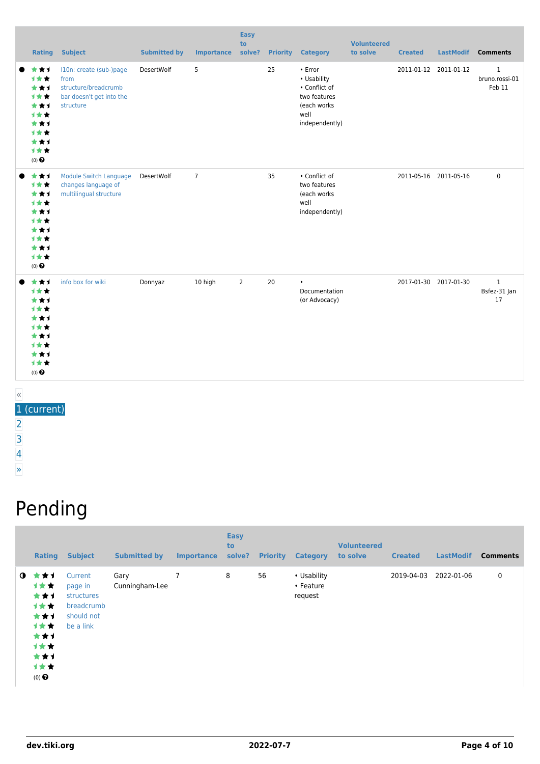| | Rating | Subject | Submitted by | Importance | Easy to solve? | Priority | Category | Volunteered to solve | Created | LastModif | Comments |
|---|---|---|---|---|---|---|---|---|---|---|---|
| ● | (0) | I10n: create (sub-)page from structure/breadcrumb bar doesn't get into the structure | DesertWolf | 5 | | 25 | • Error • Usability • Conflict of two features (each works well independently) | | 2011-01-12 | 2011-01-12 | 1 bruno.rossi-01 Feb 11 |
| ● | (0) | Module Switch Language changes language of multilingual structure | DesertWolf | 7 | | 35 | • Conflict of two features (each works well independently) | | 2011-05-16 | 2011-05-16 | 0 |
| ● | (0) | info box for wiki | Donnyaz | 10 high | 2 | 20 | • Documentation (or Advocacy) | | 2017-01-30 | 2017-01-30 | 1 Bsfez-31 Jan 17 |

«
1 (current)
2
3
4
»

# Pending

| | Rating | Subject | Submitted by | Importance | Easy to solve? | Priority | Category | Volunteered to solve | Created | LastModif | Comments |
|---|---|---|---|---|---|---|---|---|---|---|---|
| ◑ | (0) | Current page in structures breadcrumb should not be a link | Gary Cunningham-Lee | 7 | 8 | 56 | • Usability • Feature request | | 2019-04-03 | 2022-01-06 | 0 |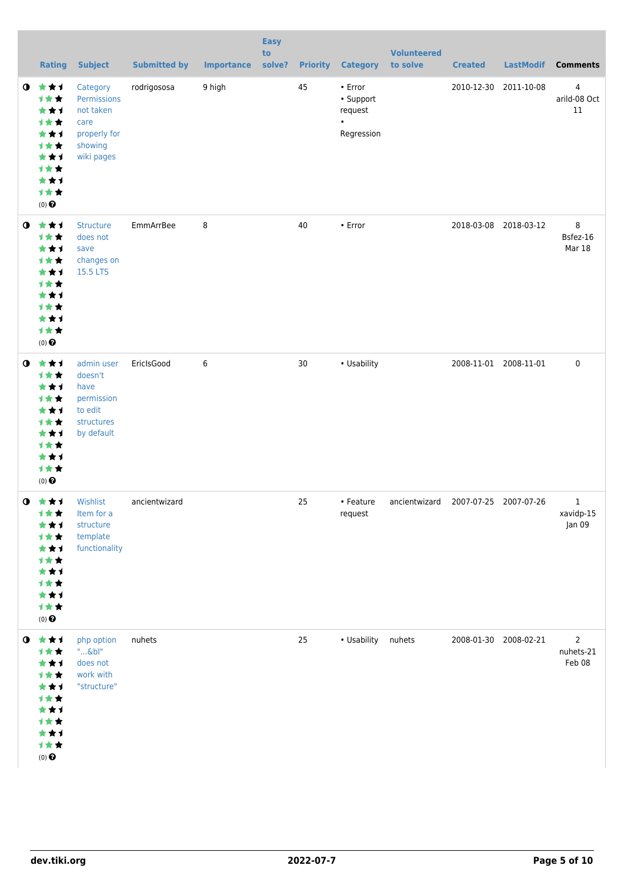|  | Rating | Subject | Submitted by | Importance | Easy to solve? | Priority | Category | Volunteered to solve | Created | LastModif | Comments |
|---|---|---|---|---|---|---|---|---|---|---|---|
|  | (0) | Category Permissions not taken care properly for showing wiki pages | rodrigososa | 9 high |  | 45 | • Error • Support request • Regression |  | 2010-12-30 | 2011-10-08 | 4 arild-08 Oct 11 |
|  | (0) | Structure does not save changes on 15.5 LTS | EmmArrBee | 8 |  | 40 | • Error |  | 2018-03-08 | 2018-03-12 | 8 Bsfez-16 Mar 18 |
|  | (0) | admin user doesn't have permission to edit structures by default | EricIsGood | 6 |  | 30 | • Usability |  | 2008-11-01 | 2008-11-01 | 0 |
|  | (0) | Wishlist Item for a structure template functionality | ancientwizard |  |  | 25 | • Feature request | ancientwizard | 2007-07-25 | 2007-07-26 | 1 xavidp-15 Jan 09 |
|  | (0) | php option "...&bl" does not work with "structure" | nuhets |  |  | 25 | • Usability | nuhets | 2008-01-30 | 2008-02-21 | 2 nuhets-21 Feb 08 |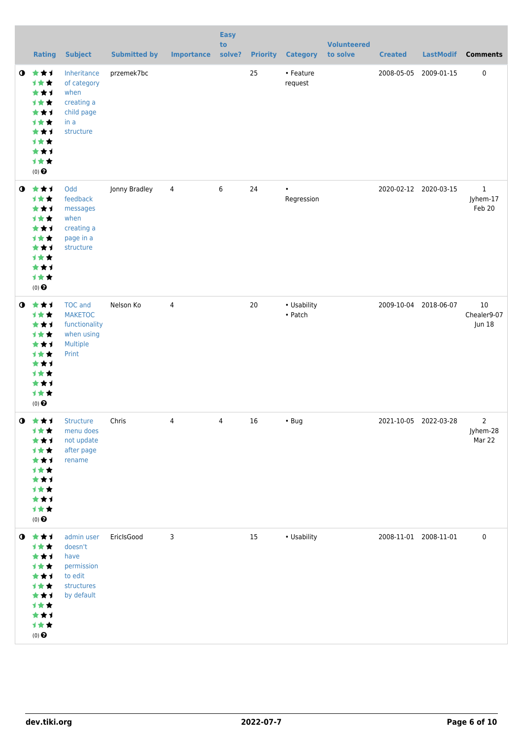| | Rating | Subject | Submitted by | Importance | Easy to solve? | Priority | Category | Volunteered to solve | Created | LastModif | Comments |
|---|---|---|---|---|---|---|---|---|---|---|---|
| | (0) | Inheritance of category when creating a child page in a structure | przemek7bc | | | 25 | • Feature request | | 2008-05-05 | 2009-01-15 | 0 |
| | (0) | Odd feedback messages when creating a page in a structure | Jonny Bradley | 4 | 6 | 24 | • Regression | | 2020-02-12 | 2020-03-15 | 1 Jyhem-17 Feb 20 |
| | (0) | TOC and MAKETOC functionality when using Multiple Print | Nelson Ko | 4 | | 20 | • Usability • Patch | | 2009-10-04 | 2018-06-07 | 10 Chealer9-07 Jun 18 |
| | (0) | Structure menu does not update after page rename | Chris | 4 | 4 | 16 | • Bug | | 2021-10-05 | 2022-03-28 | 2 Jyhem-28 Mar 22 |
| | (0) | admin user doesn't have permission to edit structures by default | EricIsGood | 3 | | 15 | • Usability | | 2008-11-01 | 2008-11-01 | 0 |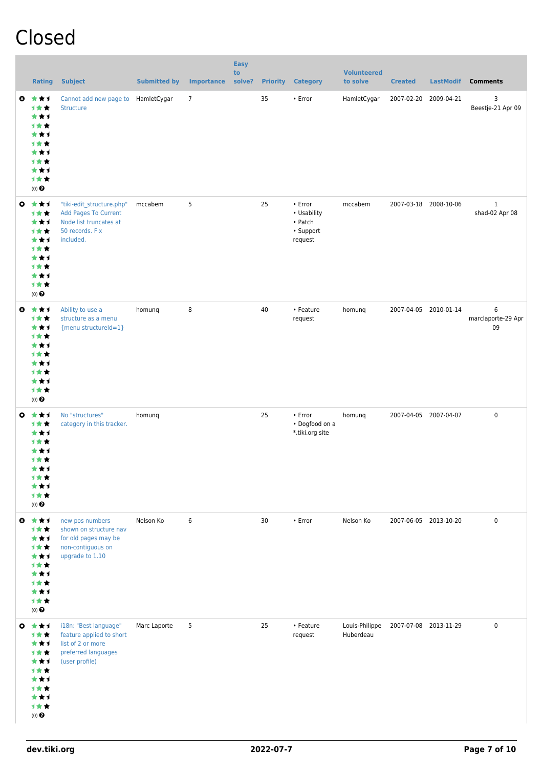# Closed

| | Rating | Subject | Submitted by | Importance | Easy to solve? | Priority | Category | Volunteered to solve | Created | LastModif | Comments |
|---|---|---|---|---|---|---|---|---|---|---|---|
| | (0) | Cannot add new page to Structure | HamletCygar | 7 | | 35 | • Error | HamletCygar | 2007-02-20 | 2009-04-21 | 3 Beestje-21 Apr 09 |
| | (0) | "tiki-edit_structure.php" Add Pages To Current Node list truncates at 50 records. Fix included. | mccabem | 5 | | 25 | • Error • Usability • Patch • Support request | mccabem | 2007-03-18 | 2008-10-06 | 1 shad-02 Apr 08 |
| | (0) | Ability to use a structure as a menu {menu structureId=1} | homunq | 8 | | 40 | • Feature request | homunq | 2007-04-05 | 2010-01-14 | 6 marclaporte-29 Apr 09 |
| | (0) | No "structures" category in this tracker. | homunq | | | 25 | • Error • Dogfood on a *.tiki.org site | homunq | 2007-04-05 | 2007-04-07 | 0 |
| | (0) | new pos numbers shown on structure nav for old pages may be non-contiguous on upgrade to 1.10 | Nelson Ko | 6 | | 30 | • Error | Nelson Ko | 2007-06-05 | 2013-10-20 | 0 |
| | (0) | i18n: "Best language" feature applied to short list of 2 or more preferred languages (user profile) | Marc Laporte | 5 | | 25 | • Feature request | Louis-Philippe Huberdeau | 2007-07-08 | 2013-11-29 | 0 |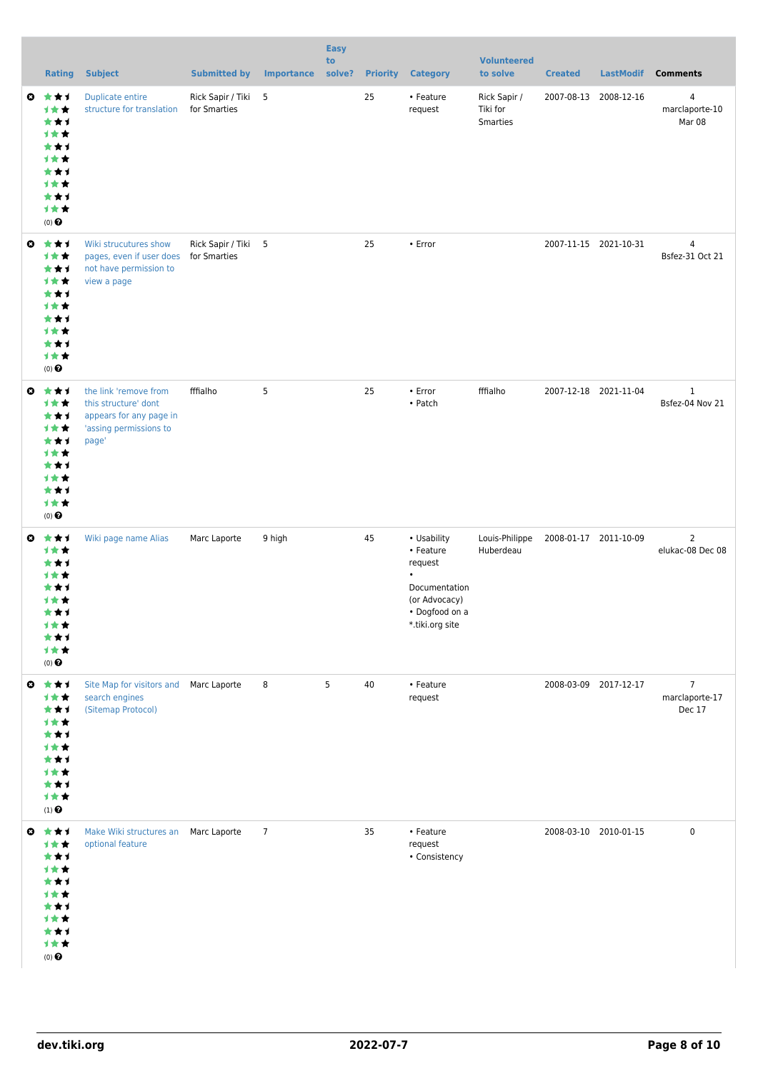| | Rating | Subject | Submitted by | Importance | Easy to solve? | Priority | Category | Volunteered to solve | Created | LastModif | Comments |
|---|---|---|---|---|---|---|---|---|---|---|---|
| | (0) | Duplicate entire structure for translation | Rick Sapir / Tiki for Smarties | 5 | | 25 | • Feature request | Rick Sapir / Tiki for Smarties | 2007-08-13 | 2008-12-16 | 4 marclaporte-10 Mar 08 |
| | (0) | Wiki strucutures show pages, even if user does not have permission to view a page | Rick Sapir / Tiki for Smarties | 5 | | 25 | • Error | | 2007-11-15 | 2021-10-31 | 4 Bsfez-31 Oct 21 |
| | (0) | the link 'remove from this structure' dont appears for any page in 'assing permissions to page' | fffialho | 5 | | 25 | • Error<br>• Patch | fffialho | 2007-12-18 | 2021-11-04 | 1 Bsfez-04 Nov 21 |
| | (0) | Wiki page name Alias | Marc Laporte | 9 high | | 45 | • Usability<br>• Feature request<br>• Documentation (or Advocacy)<br>• Dogfood on a *.tiki.org site | Louis-Philippe Huberdeau | 2008-01-17 | 2011-10-09 | 2 elukac-08 Dec 08 |
| | (1) | Site Map for visitors and search engines (Sitemap Protocol) | Marc Laporte | 8 | 5 | 40 | • Feature request | | 2008-03-09 | 2017-12-17 | 7 marclaporte-17 Dec 17 |
| | (0) | Make Wiki structures an optional feature | Marc Laporte | 7 | | 35 | • Feature request<br>• Consistency | | 2008-03-10 | 2010-01-15 | 0 |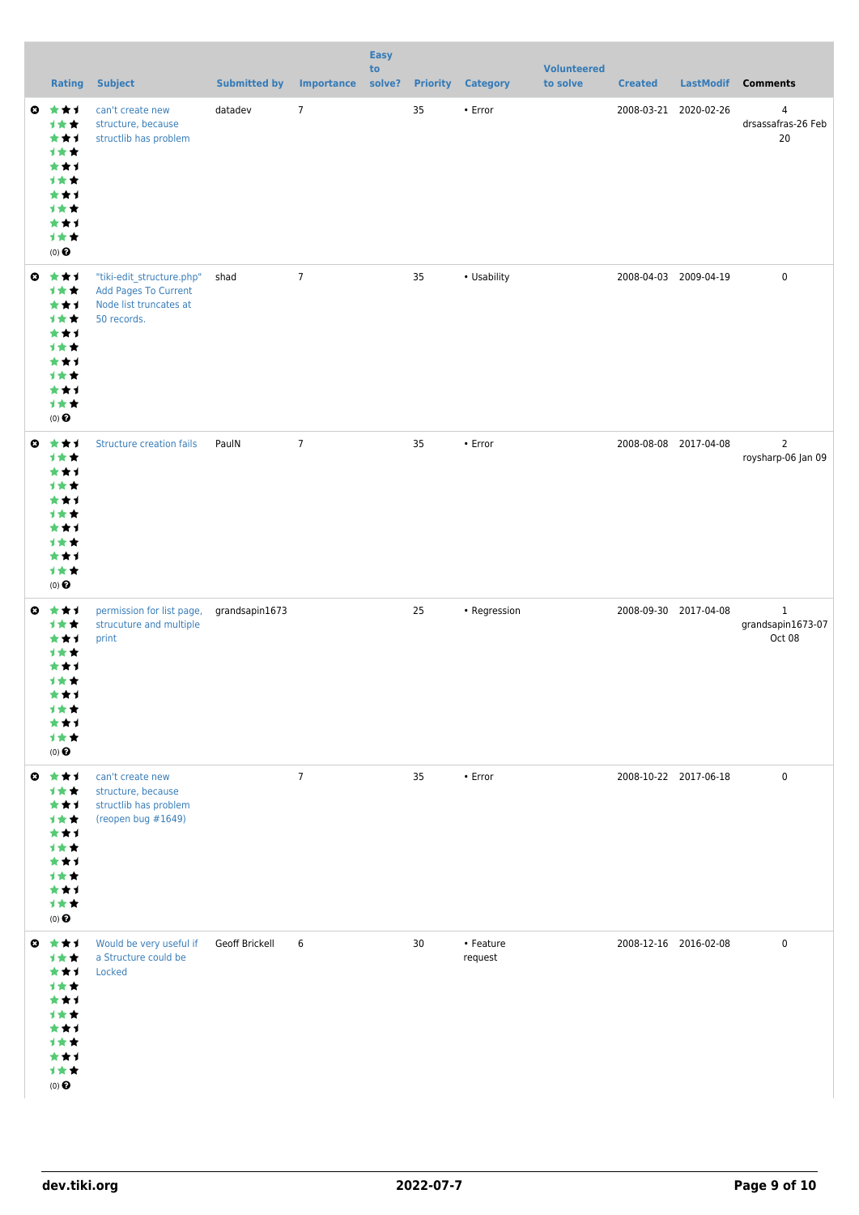| | Rating | Subject | Submitted by | Importance | Easy to solve? | Priority | Category | Volunteered to solve | Created | LastModif | Comments |
|---|---|---|---|---|---|---|---|---|---|---|---|
| | (0) | can't create new structure, because structlib has problem | datadev | 7 | | 35 | • Error | | 2008-03-21 | 2020-02-26 | 4 drsassafras-26 Feb 20 |
| | (0) | "tiki-edit_structure.php" Add Pages To Current Node list truncates at 50 records. | shad | 7 | | 35 | • Usability | | 2008-04-03 | 2009-04-19 | 0 |
| | (0) | Structure creation fails | PaulN | 7 | | 35 | • Error | | 2008-08-08 | 2017-04-08 | 2 roysharp-06 Jan 09 |
| | (0) | permission for list page, strucuture and multiple print | grandsapin1673 | | | 25 | • Regression | | 2008-09-30 | 2017-04-08 | 1 grandsapin1673-07 Oct 08 |
| | (0) | can't create new structure, because structlib has problem (reopen bug #1649) | | 7 | | 35 | • Error | | 2008-10-22 | 2017-06-18 | 0 |
| | (0) | Would be very useful if a Structure could be Locked | Geoff Brickell | 6 | | 30 | • Feature request | | 2008-12-16 | 2016-02-08 | 0 |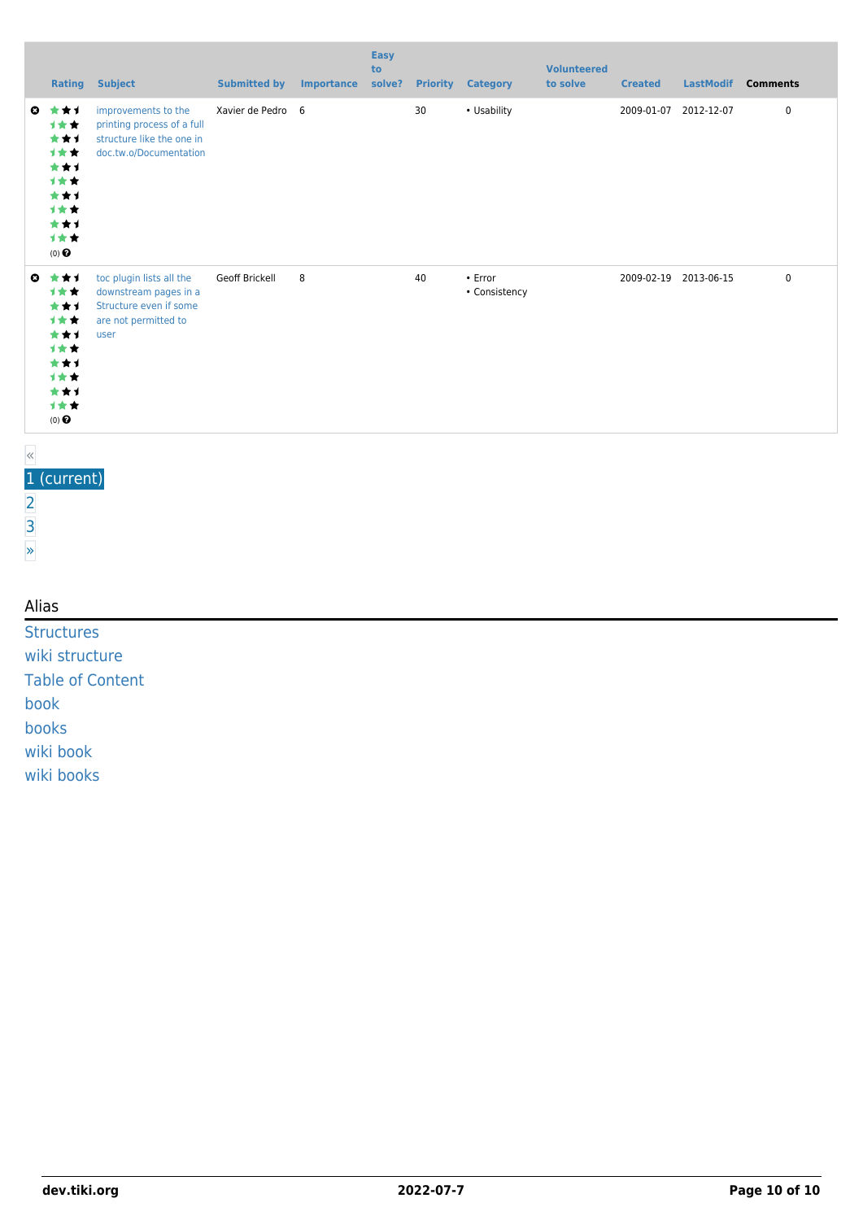| | Rating | Subject | Submitted by | Importance | Easy to solve? | Priority | Category | Volunteered to solve | Created | LastModif | Comments |
|---|---|---|---|---|---|---|---|---|---|---|---|
| | (0) | improvements to the printing process of a full structure like the one in doc.tw.o/Documentation | Xavier de Pedro | 6 | | 30 | • Usability | | 2009-01-07 | 2012-12-07 | 0 |
| | (0) | toc plugin lists all the downstream pages in a Structure even if some are not permitted to user | Geoff Brickell | 8 | | 40 | • Error<br>• Consistency | | 2009-02-19 | 2013-06-15 | 0 |

«
1 (current)
2
3
»

## Alias

Structures
wiki structure
Table of Content
book
books
wiki book
wiki books